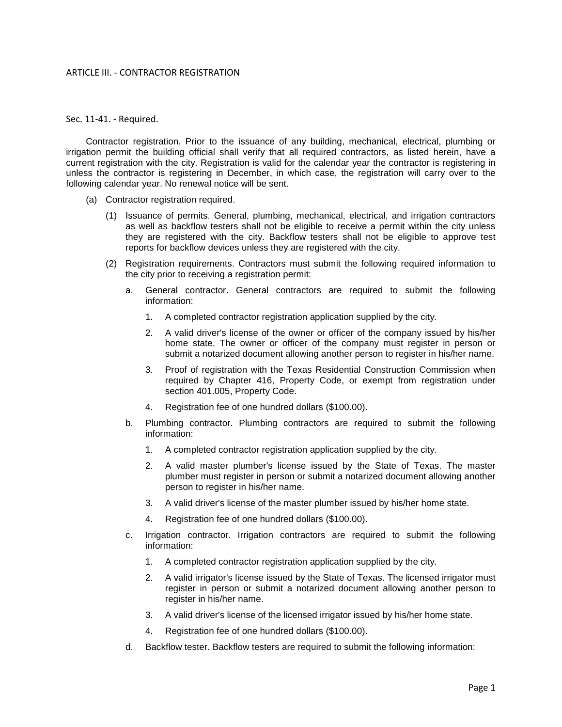# ARTICLE III. - CONTRACTOR REGISTRATION

## Sec. 11-41. - Required.

Contractor registration. Prior to the issuance of any building, mechanical, electrical, plumbing or irrigation permit the building official shall verify that all required contractors, as listed herein, have a current registration with the city. Registration is valid for the calendar year the contractor is registering in unless the contractor is registering in December, in which case, the registration will carry over to the following calendar year. No renewal notice will be sent.

(a) Contractor registration required.

   (1) Issuance of permits. General, plumbing, mechanical, electrical, and irrigation contractors as well as backflow testers shall not be eligible to receive a permit within the city unless they are registered with the city. Backflow testers shall not be eligible to approve test reports for backflow devices unless they are registered with the city.

   (2) Registration requirements. Contractors must submit the following required information to the city prior to receiving a registration permit:

      a. General contractor. General contractors are required to submit the following information:

         1. A completed contractor registration application supplied by the city.

         2. A valid driver's license of the owner or officer of the company issued by his/her home state. The owner or officer of the company must register in person or submit a notarized document allowing another person to register in his/her name.

         3. Proof of registration with the Texas Residential Construction Commission when required by Chapter 416, Property Code, or exempt from registration under section 401.005, Property Code.

         4. Registration fee of one hundred dollars ($100.00).

      b. Plumbing contractor. Plumbing contractors are required to submit the following information:

         1. A completed contractor registration application supplied by the city.

         2. A valid master plumber's license issued by the State of Texas. The master plumber must register in person or submit a notarized document allowing another person to register in his/her name.

         3. A valid driver's license of the master plumber issued by his/her home state.

         4. Registration fee of one hundred dollars ($100.00).

      c. Irrigation contractor. Irrigation contractors are required to submit the following information:

         1. A completed contractor registration application supplied by the city.

         2. A valid irrigator's license issued by the State of Texas. The licensed irrigator must register in person or submit a notarized document allowing another person to register in his/her name.

         3. A valid driver's license of the licensed irrigator issued by his/her home state.

         4. Registration fee of one hundred dollars ($100.00).

      d. Backflow tester. Backflow testers are required to submit the following information: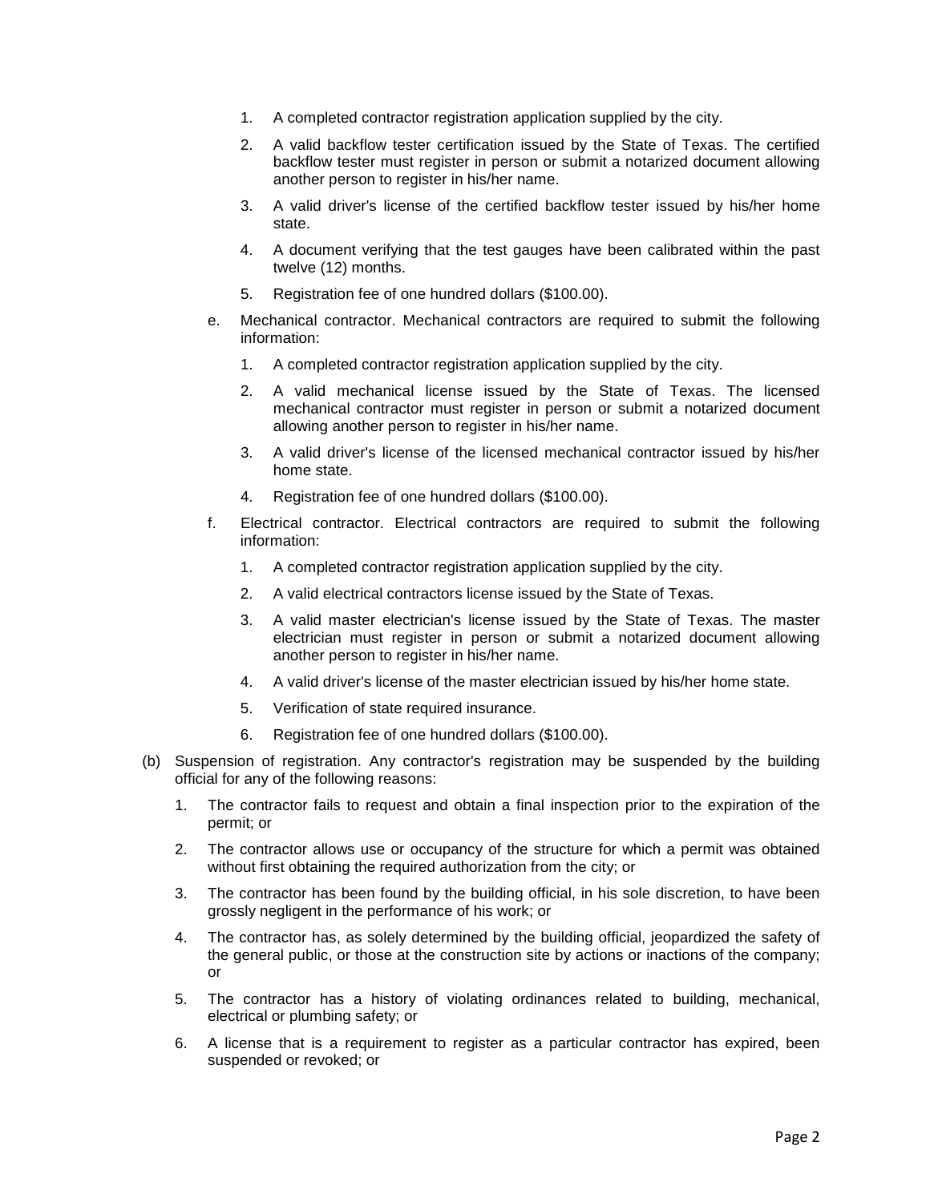1. A completed contractor registration application supplied by the city.
2. A valid backflow tester certification issued by the State of Texas. The certified backflow tester must register in person or submit a notarized document allowing another person to register in his/her name.
3. A valid driver's license of the certified backflow tester issued by his/her home state.
4. A document verifying that the test gauges have been calibrated within the past twelve (12) months.
5. Registration fee of one hundred dollars ($100.00).

e. Mechanical contractor. Mechanical contractors are required to submit the following information:

1. A completed contractor registration application supplied by the city.
2. A valid mechanical license issued by the State of Texas. The licensed mechanical contractor must register in person or submit a notarized document allowing another person to register in his/her name.
3. A valid driver's license of the licensed mechanical contractor issued by his/her home state.
4. Registration fee of one hundred dollars ($100.00).

f. Electrical contractor. Electrical contractors are required to submit the following information:

1. A completed contractor registration application supplied by the city.
2. A valid electrical contractors license issued by the State of Texas.
3. A valid master electrician's license issued by the State of Texas. The master electrician must register in person or submit a notarized document allowing another person to register in his/her name.
4. A valid driver's license of the master electrician issued by his/her home state.
5. Verification of state required insurance.
6. Registration fee of one hundred dollars ($100.00).

(b) Suspension of registration. Any contractor's registration may be suspended by the building official for any of the following reasons:

1. The contractor fails to request and obtain a final inspection prior to the expiration of the permit; or
2. The contractor allows use or occupancy of the structure for which a permit was obtained without first obtaining the required authorization from the city; or
3. The contractor has been found by the building official, in his sole discretion, to have been grossly negligent in the performance of his work; or
4. The contractor has, as solely determined by the building official, jeopardized the safety of the general public, or those at the construction site by actions or inactions of the company; or
5. The contractor has a history of violating ordinances related to building, mechanical, electrical or plumbing safety; or
6. A license that is a requirement to register as a particular contractor has expired, been suspended or revoked; or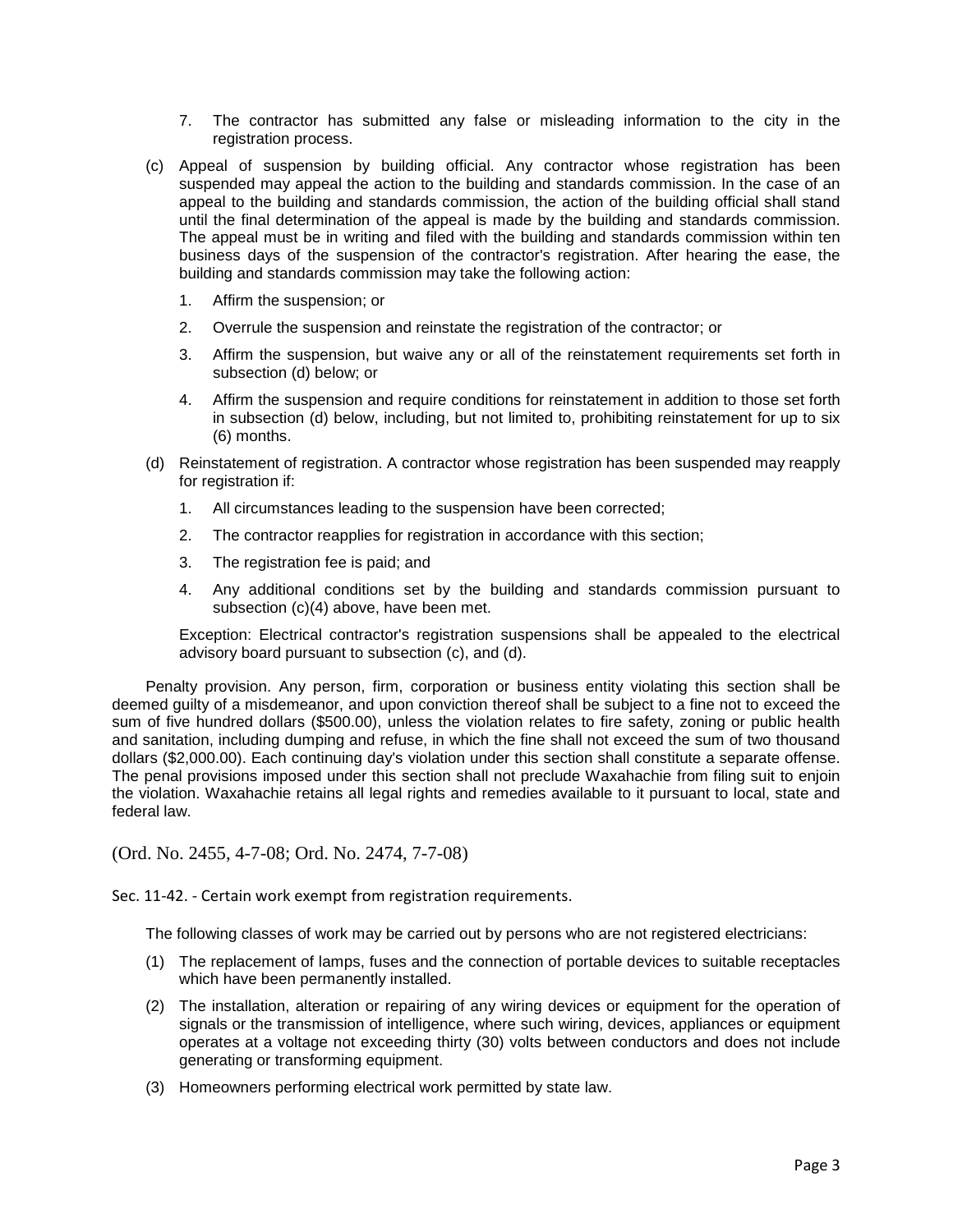7. The contractor has submitted any false or misleading information to the city in the registration process.

(c) Appeal of suspension by building official. Any contractor whose registration has been suspended may appeal the action to the building and standards commission. In the case of an appeal to the building and standards commission, the action of the building official shall stand until the final determination of the appeal is made by the building and standards commission. The appeal must be in writing and filed with the building and standards commission within ten business days of the suspension of the contractor's registration. After hearing the ease, the building and standards commission may take the following action:

1. Affirm the suspension; or
2. Overrule the suspension and reinstate the registration of the contractor; or
3. Affirm the suspension, but waive any or all of the reinstatement requirements set forth in subsection (d) below; or
4. Affirm the suspension and require conditions for reinstatement in addition to those set forth in subsection (d) below, including, but not limited to, prohibiting reinstatement for up to six (6) months.

(d) Reinstatement of registration. A contractor whose registration has been suspended may reapply for registration if:

1. All circumstances leading to the suspension have been corrected;
2. The contractor reapplies for registration in accordance with this section;
3. The registration fee is paid; and
4. Any additional conditions set by the building and standards commission pursuant to subsection (c)(4) above, have been met.

Exception: Electrical contractor's registration suspensions shall be appealed to the electrical advisory board pursuant to subsection (c), and (d).

Penalty provision. Any person, firm, corporation or business entity violating this section shall be deemed guilty of a misdemeanor, and upon conviction thereof shall be subject to a fine not to exceed the sum of five hundred dollars ($500.00), unless the violation relates to fire safety, zoning or public health and sanitation, including dumping and refuse, in which the fine shall not exceed the sum of two thousand dollars ($2,000.00). Each continuing day's violation under this section shall constitute a separate offense. The penal provisions imposed under this section shall not preclude Waxahachie from filing suit to enjoin the violation. Waxahachie retains all legal rights and remedies available to it pursuant to local, state and federal law.

(Ord. No. 2455, 4-7-08; Ord. No. 2474, 7-7-08)

Sec. 11-42. - Certain work exempt from registration requirements.

The following classes of work may be carried out by persons who are not registered electricians:

(1) The replacement of lamps, fuses and the connection of portable devices to suitable receptacles which have been permanently installed.

(2) The installation, alteration or repairing of any wiring devices or equipment for the operation of signals or the transmission of intelligence, where such wiring, devices, appliances or equipment operates at a voltage not exceeding thirty (30) volts between conductors and does not include generating or transforming equipment.

(3) Homeowners performing electrical work permitted by state law.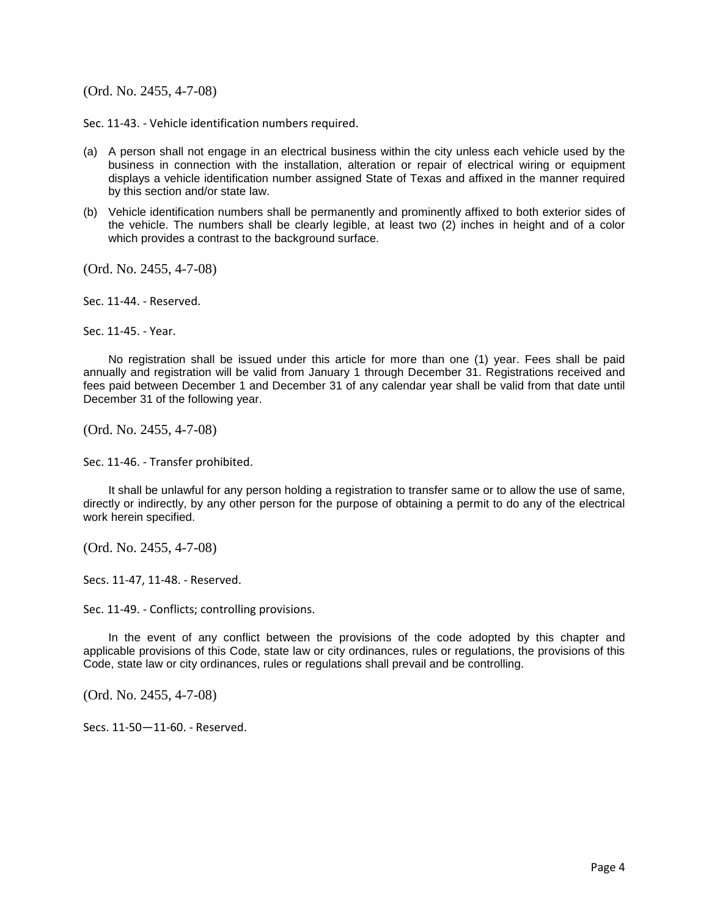(Ord. No. 2455, 4-7-08)

Sec. 11-43. - Vehicle identification numbers required.

(a) A person shall not engage in an electrical business within the city unless each vehicle used by the business in connection with the installation, alteration or repair of electrical wiring or equipment displays a vehicle identification number assigned State of Texas and affixed in the manner required by this section and/or state law.

(b) Vehicle identification numbers shall be permanently and prominently affixed to both exterior sides of the vehicle. The numbers shall be clearly legible, at least two (2) inches in height and of a color which provides a contrast to the background surface.

(Ord. No. 2455, 4-7-08)

Sec. 11-44. - Reserved.

Sec. 11-45. - Year.

No registration shall be issued under this article for more than one (1) year. Fees shall be paid annually and registration will be valid from January 1 through December 31. Registrations received and fees paid between December 1 and December 31 of any calendar year shall be valid from that date until December 31 of the following year.

(Ord. No. 2455, 4-7-08)

Sec. 11-46. - Transfer prohibited.

It shall be unlawful for any person holding a registration to transfer same or to allow the use of same, directly or indirectly, by any other person for the purpose of obtaining a permit to do any of the electrical work herein specified.

(Ord. No. 2455, 4-7-08)

Secs. 11-47, 11-48. - Reserved.

Sec. 11-49. - Conflicts; controlling provisions.

In the event of any conflict between the provisions of the code adopted by this chapter and applicable provisions of this Code, state law or city ordinances, rules or regulations, the provisions of this Code, state law or city ordinances, rules or regulations shall prevail and be controlling.

(Ord. No. 2455, 4-7-08)

Secs. 11-50—11-60. - Reserved.